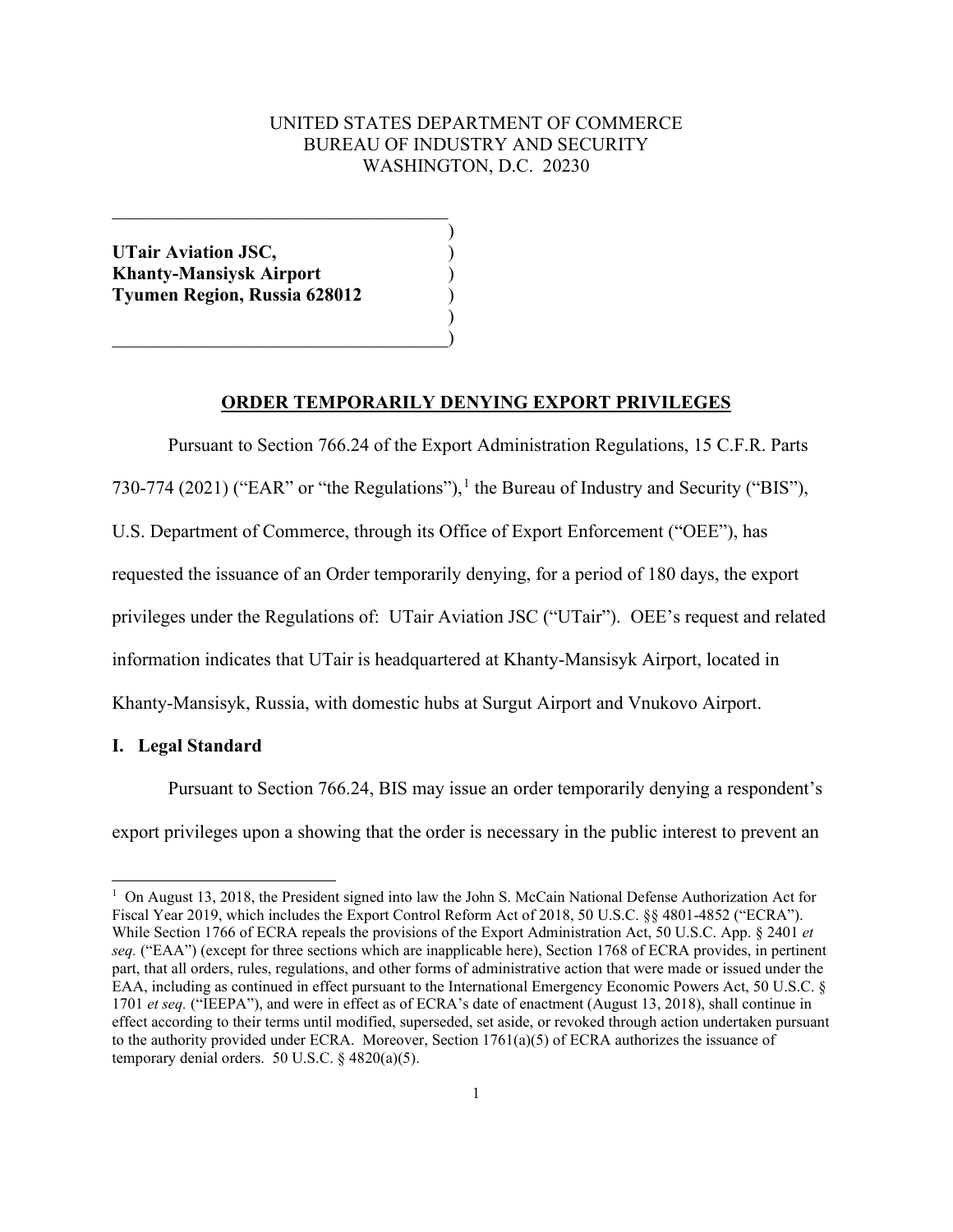UNITED STATES DEPARTMENT OF COMMERCE
BUREAU OF INDUSTRY AND SECURITY
WASHINGTON, D.C. 20230

**UTair Aviation JSC,**
**Khanty-Mansiysk Airport**
**Tyumen Region, Russia 628012**

## ORDER TEMPORARILY DENYING EXPORT PRIVILEGES

Pursuant to Section 766.24 of the Export Administration Regulations, 15 C.F.R. Parts 730-774 (2021) ("EAR" or "the Regulations"),[1] the Bureau of Industry and Security ("BIS"), U.S. Department of Commerce, through its Office of Export Enforcement ("OEE"), has requested the issuance of an Order temporarily denying, for a period of 180 days, the export privileges under the Regulations of: UTair Aviation JSC ("UTair"). OEE's request and related information indicates that UTair is headquartered at Khanty-Mansisyk Airport, located in Khanty-Mansisyk, Russia, with domestic hubs at Surgut Airport and Vnukovo Airport.

### I. Legal Standard

Pursuant to Section 766.24, BIS may issue an order temporarily denying a respondent's export privileges upon a showing that the order is necessary in the public interest to prevent an

[1] On August 13, 2018, the President signed into law the John S. McCain National Defense Authorization Act for Fiscal Year 2019, which includes the Export Control Reform Act of 2018, 50 U.S.C. §§ 4801-4852 ("ECRA"). While Section 1766 of ECRA repeals the provisions of the Export Administration Act, 50 U.S.C. App. § 2401 *et seq.* ("EAA") (except for three sections which are inapplicable here), Section 1768 of ECRA provides, in pertinent part, that all orders, rules, regulations, and other forms of administrative action that were made or issued under the EAA, including as continued in effect pursuant to the International Emergency Economic Powers Act, 50 U.S.C. § 1701 *et seq.* ("IEEPA"), and were in effect as of ECRA's date of enactment (August 13, 2018), shall continue in effect according to their terms until modified, superseded, set aside, or revoked through action undertaken pursuant to the authority provided under ECRA. Moreover, Section 1761(a)(5) of ECRA authorizes the issuance of temporary denial orders. 50 U.S.C. § 4820(a)(5).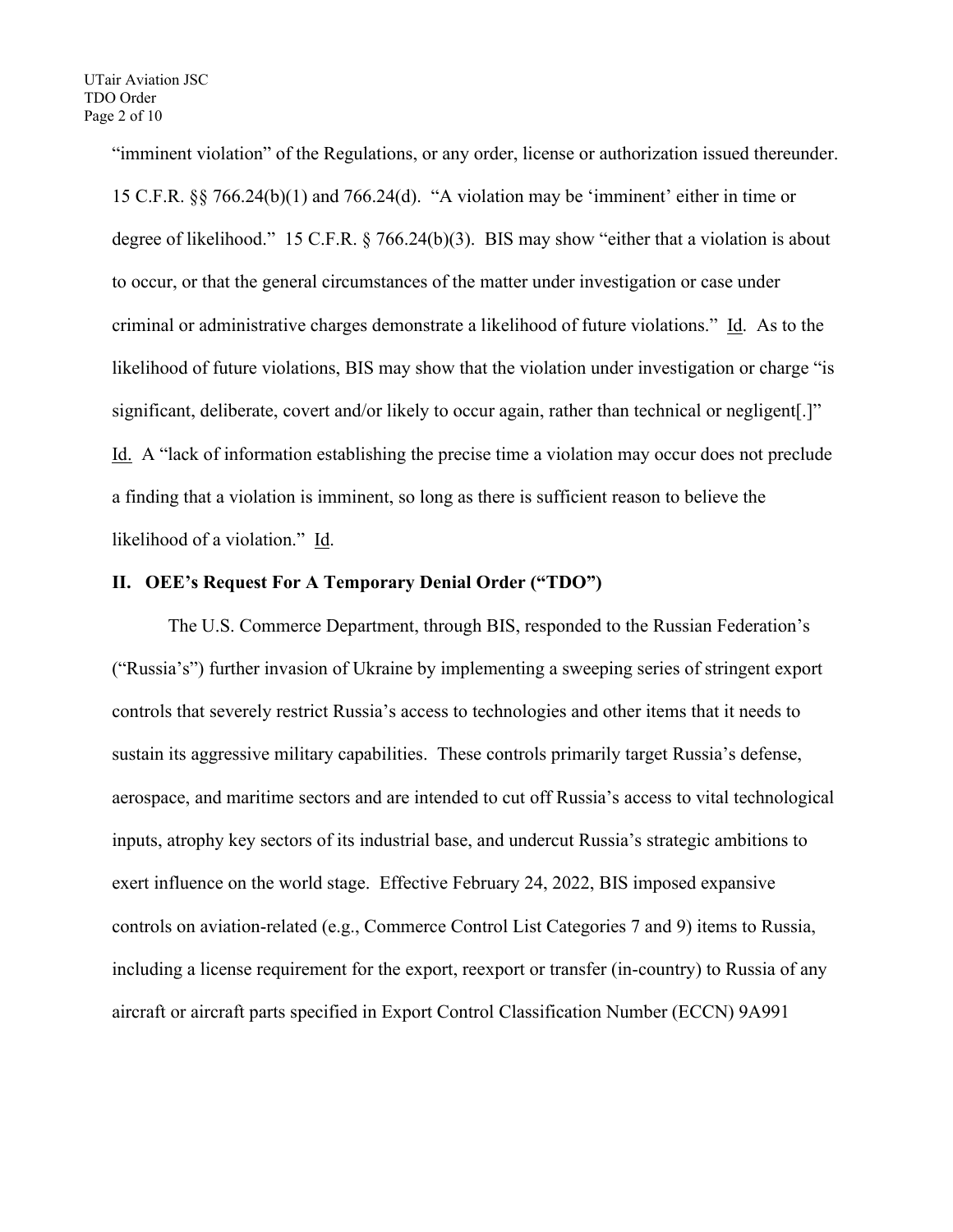"imminent violation" of the Regulations, or any order, license or authorization issued thereunder. 15 C.F.R. §§ 766.24(b)(1) and 766.24(d). "A violation may be 'imminent' either in time or degree of likelihood." 15 C.F.R. § 766.24(b)(3). BIS may show "either that a violation is about to occur, or that the general circumstances of the matter under investigation or case under criminal or administrative charges demonstrate a likelihood of future violations." Id. As to the likelihood of future violations, BIS may show that the violation under investigation or charge "is significant, deliberate, covert and/or likely to occur again, rather than technical or negligent[.]" Id. A "lack of information establishing the precise time a violation may occur does not preclude a finding that a violation is imminent, so long as there is sufficient reason to believe the likelihood of a violation." Id.

## II. OEE's Request For A Temporary Denial Order ("TDO")

The U.S. Commerce Department, through BIS, responded to the Russian Federation's ("Russia's") further invasion of Ukraine by implementing a sweeping series of stringent export controls that severely restrict Russia's access to technologies and other items that it needs to sustain its aggressive military capabilities. These controls primarily target Russia's defense, aerospace, and maritime sectors and are intended to cut off Russia's access to vital technological inputs, atrophy key sectors of its industrial base, and undercut Russia's strategic ambitions to exert influence on the world stage. Effective February 24, 2022, BIS imposed expansive controls on aviation-related (e.g., Commerce Control List Categories 7 and 9) items to Russia, including a license requirement for the export, reexport or transfer (in-country) to Russia of any aircraft or aircraft parts specified in Export Control Classification Number (ECCN) 9A991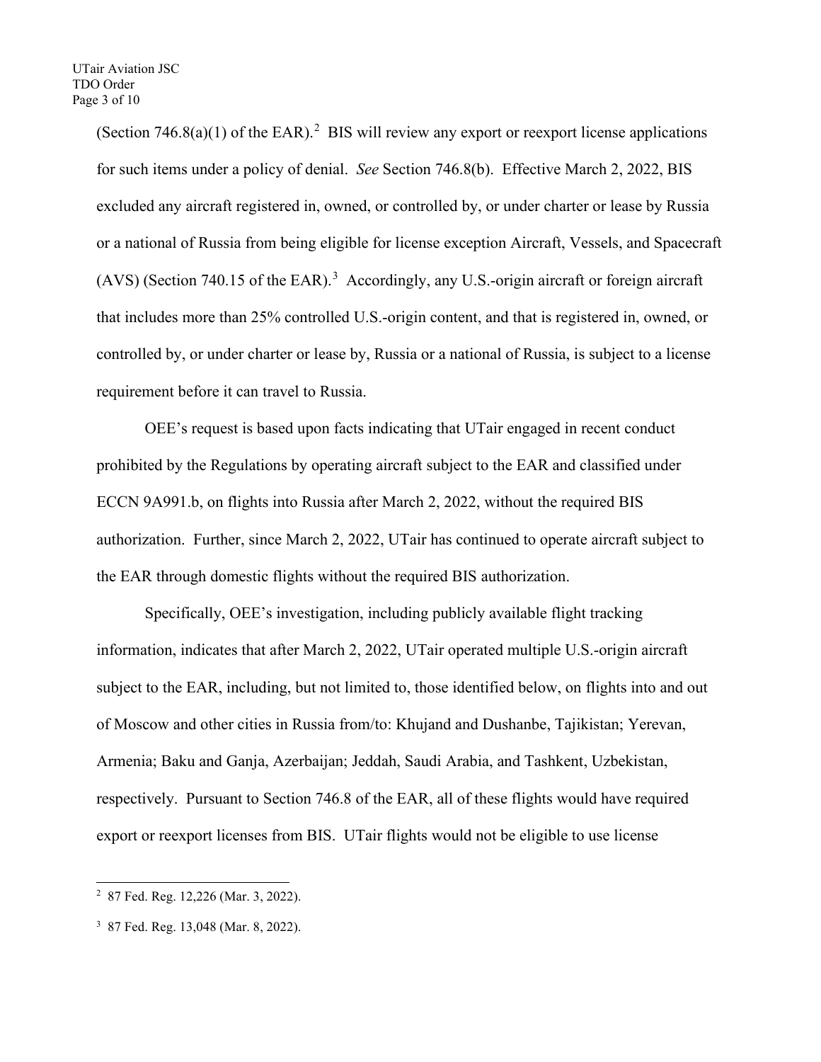(Section 746.8(a)(1) of the EAR).[2] BIS will review any export or reexport license applications for such items under a policy of denial. *See* Section 746.8(b). Effective March 2, 2022, BIS excluded any aircraft registered in, owned, or controlled by, or under charter or lease by Russia or a national of Russia from being eligible for license exception Aircraft, Vessels, and Spacecraft (AVS) (Section 740.15 of the EAR).[3] Accordingly, any U.S.-origin aircraft or foreign aircraft that includes more than 25% controlled U.S.-origin content, and that is registered in, owned, or controlled by, or under charter or lease by, Russia or a national of Russia, is subject to a license requirement before it can travel to Russia.

OEE's request is based upon facts indicating that UTair engaged in recent conduct prohibited by the Regulations by operating aircraft subject to the EAR and classified under ECCN 9A991.b, on flights into Russia after March 2, 2022, without the required BIS authorization. Further, since March 2, 2022, UTair has continued to operate aircraft subject to the EAR through domestic flights without the required BIS authorization.

Specifically, OEE's investigation, including publicly available flight tracking information, indicates that after March 2, 2022, UTair operated multiple U.S.-origin aircraft subject to the EAR, including, but not limited to, those identified below, on flights into and out of Moscow and other cities in Russia from/to: Khujand and Dushanbe, Tajikistan; Yerevan, Armenia; Baku and Ganja, Azerbaijan; Jeddah, Saudi Arabia, and Tashkent, Uzbekistan, respectively. Pursuant to Section 746.8 of the EAR, all of these flights would have required export or reexport licenses from BIS. UTair flights would not be eligible to use license

---

[2] 87 Fed. Reg. 12,226 (Mar. 3, 2022).

[3] 87 Fed. Reg. 13,048 (Mar. 8, 2022).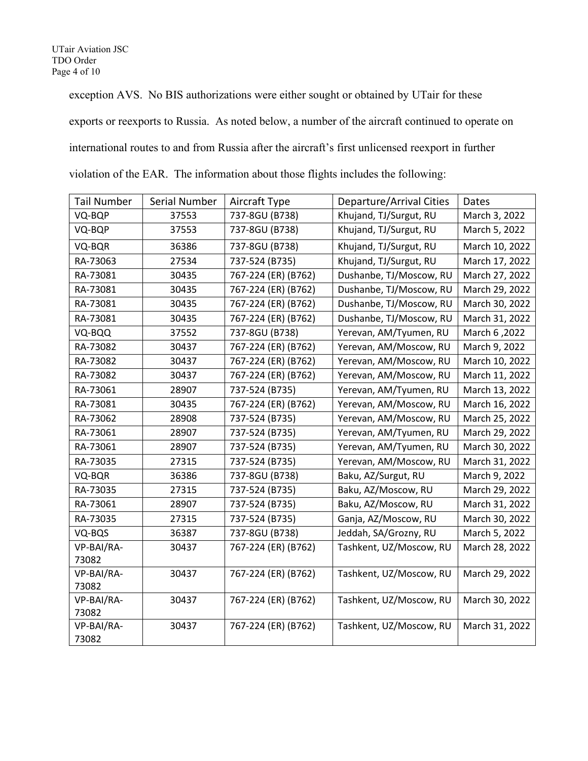exception AVS. No BIS authorizations were either sought or obtained by UTair for these exports or reexports to Russia. As noted below, a number of the aircraft continued to operate on international routes to and from Russia after the aircraft's first unlicensed reexport in further violation of the EAR. The information about those flights includes the following:

| Tail Number | Serial Number | Aircraft Type | Departure/Arrival Cities | Dates |
|---|---|---|---|---|
| VQ-BQP | 37553 | 737-8GU (B738) | Khujand, TJ/Surgut, RU | March 3, 2022 |
| VQ-BQP | 37553 | 737-8GU (B738) | Khujand, TJ/Surgut, RU | March 5, 2022 |
| VQ-BQR | 36386 | 737-8GU (B738) | Khujand, TJ/Surgut, RU | March 10, 2022 |
| RA-73063 | 27534 | 737-524 (B735) | Khujand, TJ/Surgut, RU | March 17, 2022 |
| RA-73081 | 30435 | 767-224 (ER) (B762) | Dushanbe, TJ/Moscow, RU | March 27, 2022 |
| RA-73081 | 30435 | 767-224 (ER) (B762) | Dushanbe, TJ/Moscow, RU | March 29, 2022 |
| RA-73081 | 30435 | 767-224 (ER) (B762) | Dushanbe, TJ/Moscow, RU | March 30, 2022 |
| RA-73081 | 30435 | 767-224 (ER) (B762) | Dushanbe, TJ/Moscow, RU | March 31, 2022 |
| VQ-BQQ | 37552 | 737-8GU (B738) | Yerevan, AM/Tyumen, RU | March 6 ,2022 |
| RA-73082 | 30437 | 767-224 (ER) (B762) | Yerevan, AM/Moscow, RU | March 9, 2022 |
| RA-73082 | 30437 | 767-224 (ER) (B762) | Yerevan, AM/Moscow, RU | March 10, 2022 |
| RA-73082 | 30437 | 767-224 (ER) (B762) | Yerevan, AM/Moscow, RU | March 11, 2022 |
| RA-73061 | 28907 | 737-524 (B735) | Yerevan, AM/Tyumen, RU | March 13, 2022 |
| RA-73081 | 30435 | 767-224 (ER) (B762) | Yerevan, AM/Moscow, RU | March 16, 2022 |
| RA-73062 | 28908 | 737-524 (B735) | Yerevan, AM/Moscow, RU | March 25, 2022 |
| RA-73061 | 28907 | 737-524 (B735) | Yerevan, AM/Tyumen, RU | March 29, 2022 |
| RA-73061 | 28907 | 737-524 (B735) | Yerevan, AM/Tyumen, RU | March 30, 2022 |
| RA-73035 | 27315 | 737-524 (B735) | Yerevan, AM/Moscow, RU | March 31, 2022 |
| VQ-BQR | 36386 | 737-8GU (B738) | Baku, AZ/Surgut, RU | March 9, 2022 |
| RA-73035 | 27315 | 737-524 (B735) | Baku, AZ/Moscow, RU | March 29, 2022 |
| RA-73061 | 28907 | 737-524 (B735) | Baku, AZ/Moscow, RU | March 31, 2022 |
| RA-73035 | 27315 | 737-524 (B735) | Ganja, AZ/Moscow, RU | March 30, 2022 |
| VQ-BQS | 36387 | 737-8GU (B738) | Jeddah, SA/Grozny, RU | March 5, 2022 |
| VP-BAI/RA-73082 | 30437 | 767-224 (ER) (B762) | Tashkent, UZ/Moscow, RU | March 28, 2022 |
| VP-BAI/RA-73082 | 30437 | 767-224 (ER) (B762) | Tashkent, UZ/Moscow, RU | March 29, 2022 |
| VP-BAI/RA-73082 | 30437 | 767-224 (ER) (B762) | Tashkent, UZ/Moscow, RU | March 30, 2022 |
| VP-BAI/RA-73082 | 30437 | 767-224 (ER) (B762) | Tashkent, UZ/Moscow, RU | March 31, 2022 |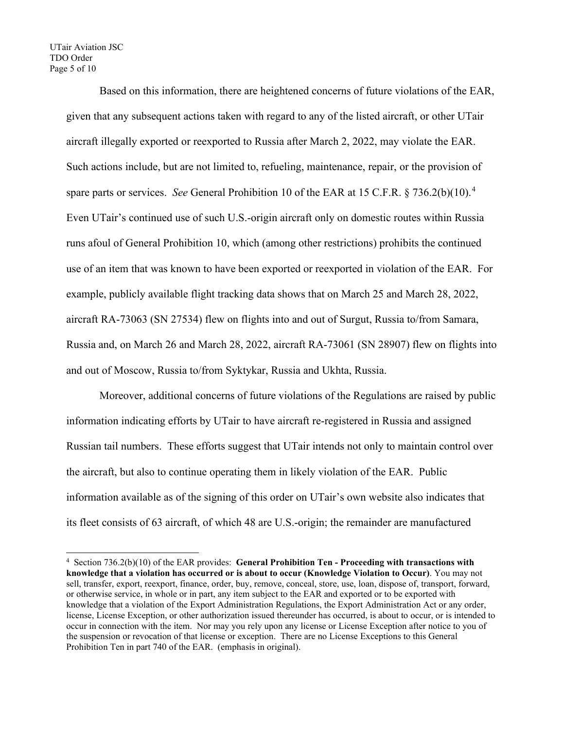Based on this information, there are heightened concerns of future violations of the EAR, given that any subsequent actions taken with regard to any of the listed aircraft, or other UTair aircraft illegally exported or reexported to Russia after March 2, 2022, may violate the EAR. Such actions include, but are not limited to, refueling, maintenance, repair, or the provision of spare parts or services. *See* General Prohibition 10 of the EAR at 15 C.F.R. § 736.2(b)(10).[4] Even UTair's continued use of such U.S.-origin aircraft only on domestic routes within Russia runs afoul of General Prohibition 10, which (among other restrictions) prohibits the continued use of an item that was known to have been exported or reexported in violation of the EAR. For example, publicly available flight tracking data shows that on March 25 and March 28, 2022, aircraft RA-73063 (SN 27534) flew on flights into and out of Surgut, Russia to/from Samara, Russia and, on March 26 and March 28, 2022, aircraft RA-73061 (SN 28907) flew on flights into and out of Moscow, Russia to/from Syktykar, Russia and Ukhta, Russia.

Moreover, additional concerns of future violations of the Regulations are raised by public information indicating efforts by UTair to have aircraft re-registered in Russia and assigned Russian tail numbers. These efforts suggest that UTair intends not only to maintain control over the aircraft, but also to continue operating them in likely violation of the EAR. Public information available as of the signing of this order on UTair's own website also indicates that its fleet consists of 63 aircraft, of which 48 are U.S.-origin; the remainder are manufactured

---

[4] Section 736.2(b)(10) of the EAR provides: **General Prohibition Ten - Proceeding with transactions with knowledge that a violation has occurred or is about to occur (Knowledge Violation to Occur)**. You may not sell, transfer, export, reexport, finance, order, buy, remove, conceal, store, use, loan, dispose of, transport, forward, or otherwise service, in whole or in part, any item subject to the EAR and exported or to be exported with knowledge that a violation of the Export Administration Regulations, the Export Administration Act or any order, license, License Exception, or other authorization issued thereunder has occurred, is about to occur, or is intended to occur in connection with the item. Nor may you rely upon any license or License Exception after notice to you of the suspension or revocation of that license or exception. There are no License Exceptions to this General Prohibition Ten in part 740 of the EAR. (emphasis in original).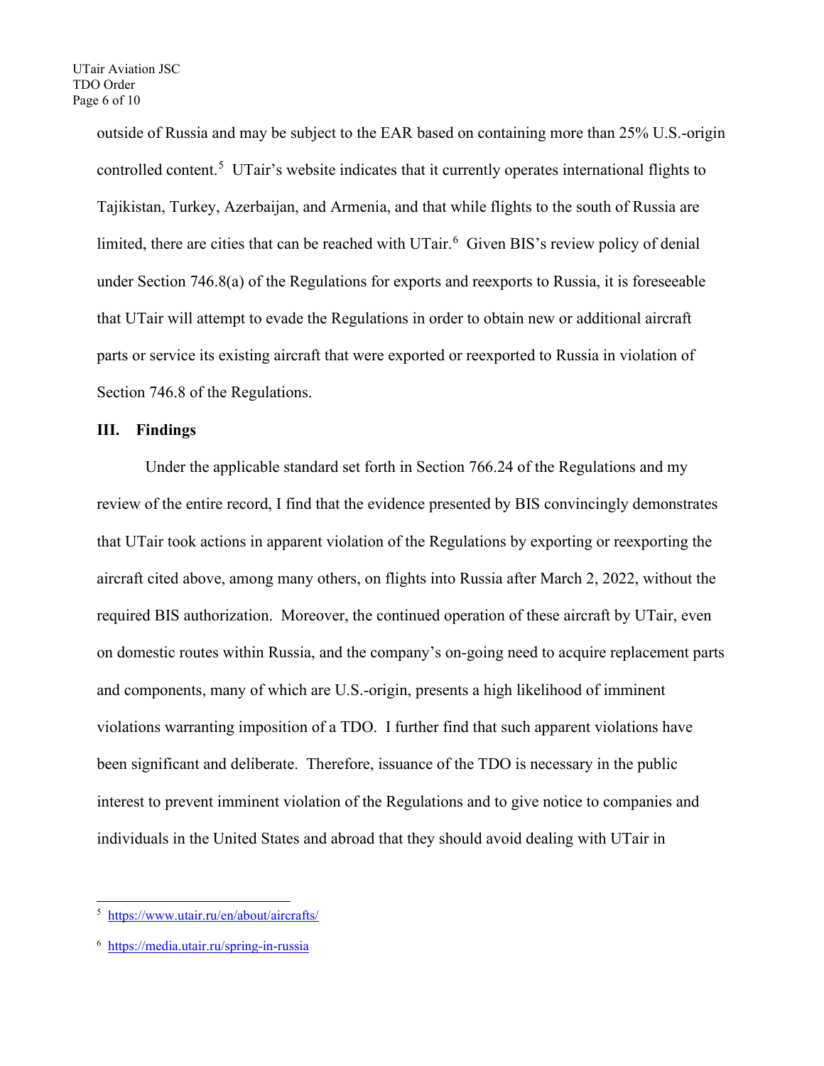outside of Russia and may be subject to the EAR based on containing more than 25% U.S.-origin controlled content.[5] UTair's website indicates that it currently operates international flights to Tajikistan, Turkey, Azerbaijan, and Armenia, and that while flights to the south of Russia are limited, there are cities that can be reached with UTair.[6] Given BIS's review policy of denial under Section 746.8(a) of the Regulations for exports and reexports to Russia, it is foreseeable that UTair will attempt to evade the Regulations in order to obtain new or additional aircraft parts or service its existing aircraft that were exported or reexported to Russia in violation of Section 746.8 of the Regulations.

## III. Findings

Under the applicable standard set forth in Section 766.24 of the Regulations and my review of the entire record, I find that the evidence presented by BIS convincingly demonstrates that UTair took actions in apparent violation of the Regulations by exporting or reexporting the aircraft cited above, among many others, on flights into Russia after March 2, 2022, without the required BIS authorization. Moreover, the continued operation of these aircraft by UTair, even on domestic routes within Russia, and the company's on-going need to acquire replacement parts and components, many of which are U.S.-origin, presents a high likelihood of imminent violations warranting imposition of a TDO. I further find that such apparent violations have been significant and deliberate. Therefore, issuance of the TDO is necessary in the public interest to prevent imminent violation of the Regulations and to give notice to companies and individuals in the United States and abroad that they should avoid dealing with UTair in

---

[5] https://www.utair.ru/en/about/aircrafts/

[6] https://media.utair.ru/spring-in-russia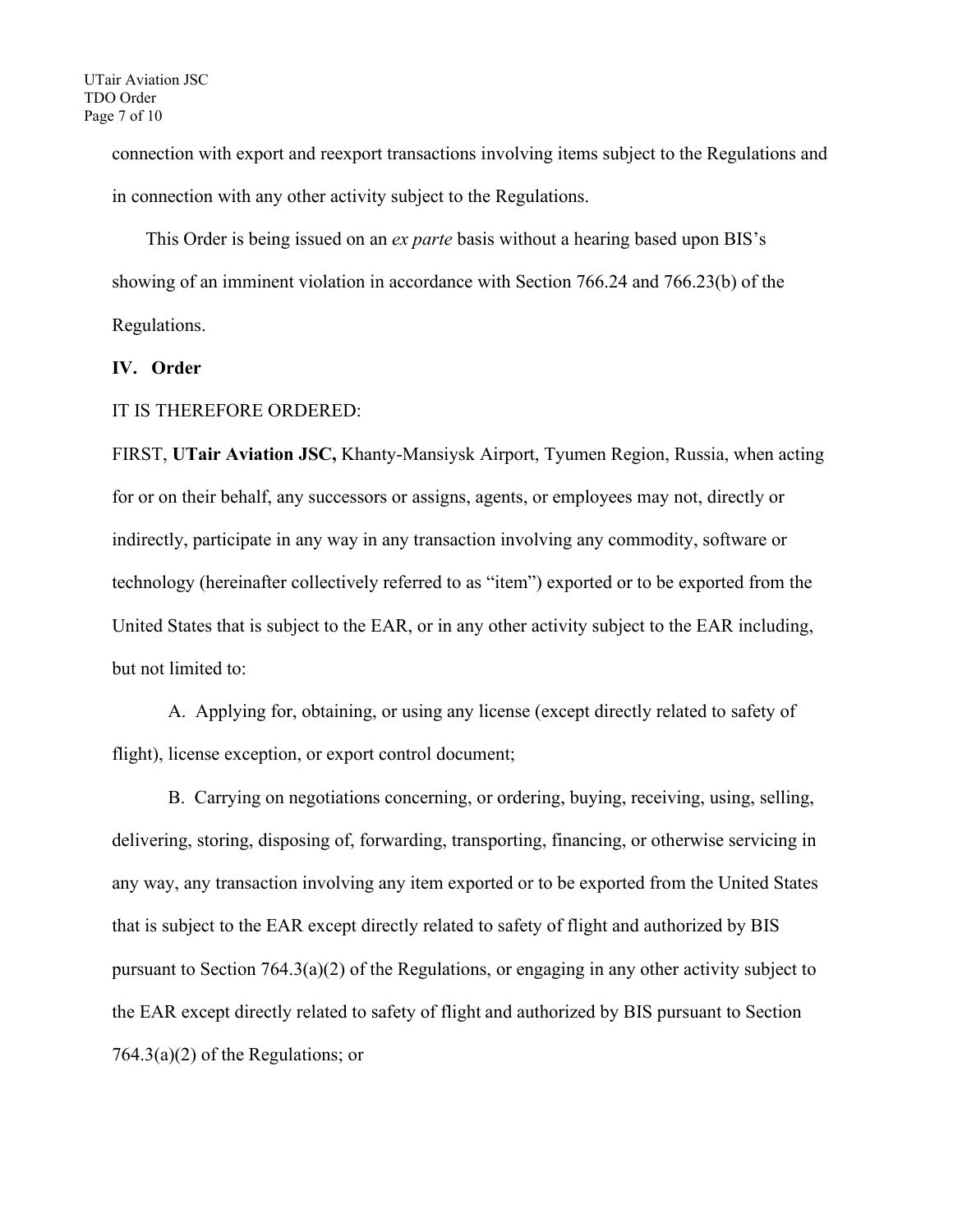connection with export and reexport transactions involving items subject to the Regulations and in connection with any other activity subject to the Regulations.

This Order is being issued on an *ex parte* basis without a hearing based upon BIS's showing of an imminent violation in accordance with Section 766.24 and 766.23(b) of the Regulations.

## IV. Order

IT IS THEREFORE ORDERED:

FIRST, **UTair Aviation JSC,** Khanty-Mansiysk Airport, Tyumen Region, Russia, when acting for or on their behalf, any successors or assigns, agents, or employees may not, directly or indirectly, participate in any way in any transaction involving any commodity, software or technology (hereinafter collectively referred to as "item") exported or to be exported from the United States that is subject to the EAR, or in any other activity subject to the EAR including, but not limited to:

A. Applying for, obtaining, or using any license (except directly related to safety of flight), license exception, or export control document;

B. Carrying on negotiations concerning, or ordering, buying, receiving, using, selling, delivering, storing, disposing of, forwarding, transporting, financing, or otherwise servicing in any way, any transaction involving any item exported or to be exported from the United States that is subject to the EAR except directly related to safety of flight and authorized by BIS pursuant to Section 764.3(a)(2) of the Regulations, or engaging in any other activity subject to the EAR except directly related to safety of flight and authorized by BIS pursuant to Section 764.3(a)(2) of the Regulations; or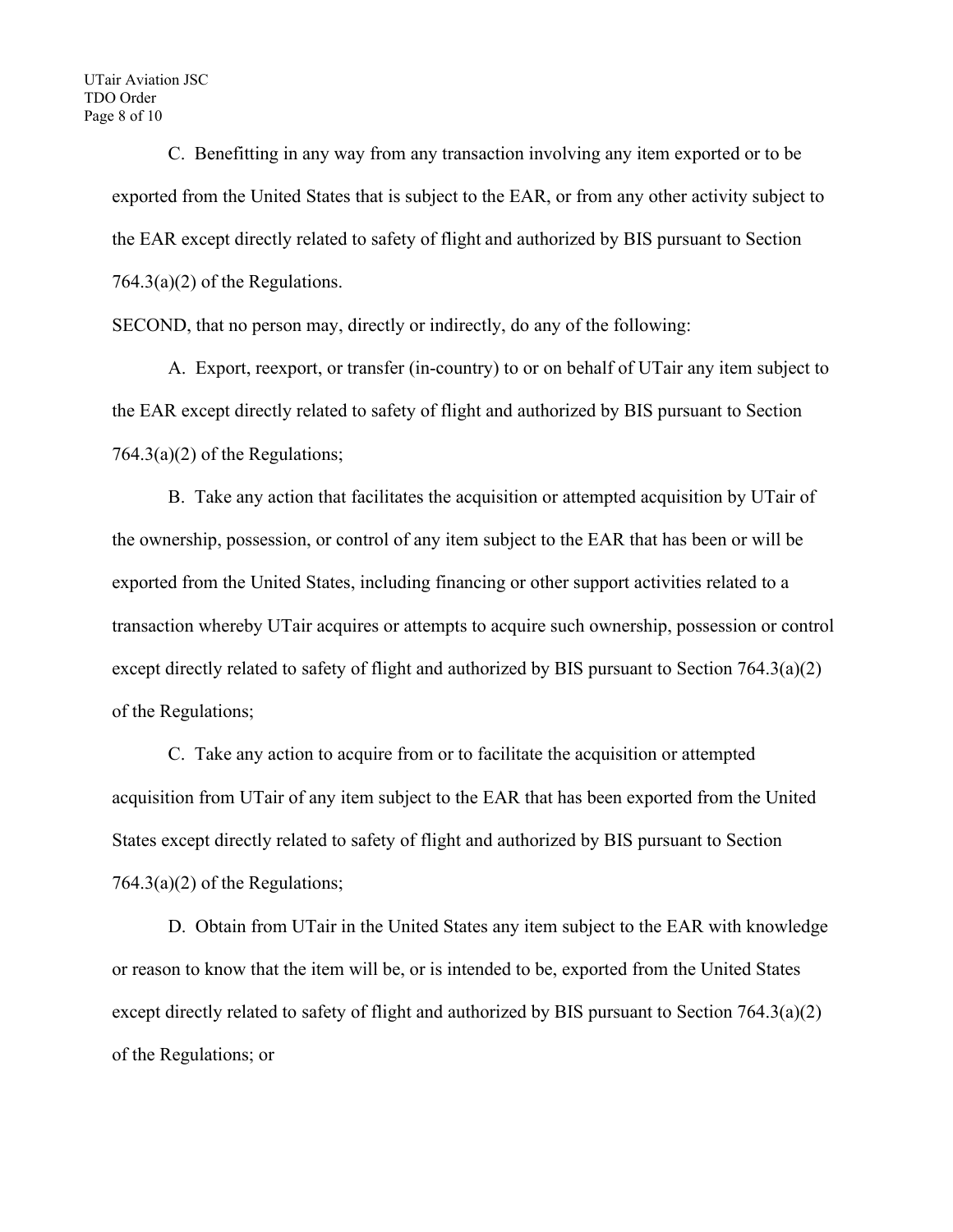C. Benefitting in any way from any transaction involving any item exported or to be exported from the United States that is subject to the EAR, or from any other activity subject to the EAR except directly related to safety of flight and authorized by BIS pursuant to Section 764.3(a)(2) of the Regulations.

SECOND, that no person may, directly or indirectly, do any of the following:

A. Export, reexport, or transfer (in-country) to or on behalf of UTair any item subject to the EAR except directly related to safety of flight and authorized by BIS pursuant to Section 764.3(a)(2) of the Regulations;

B. Take any action that facilitates the acquisition or attempted acquisition by UTair of the ownership, possession, or control of any item subject to the EAR that has been or will be exported from the United States, including financing or other support activities related to a transaction whereby UTair acquires or attempts to acquire such ownership, possession or control except directly related to safety of flight and authorized by BIS pursuant to Section 764.3(a)(2) of the Regulations;

C. Take any action to acquire from or to facilitate the acquisition or attempted acquisition from UTair of any item subject to the EAR that has been exported from the United States except directly related to safety of flight and authorized by BIS pursuant to Section 764.3(a)(2) of the Regulations;

D. Obtain from UTair in the United States any item subject to the EAR with knowledge or reason to know that the item will be, or is intended to be, exported from the United States except directly related to safety of flight and authorized by BIS pursuant to Section 764.3(a)(2) of the Regulations; or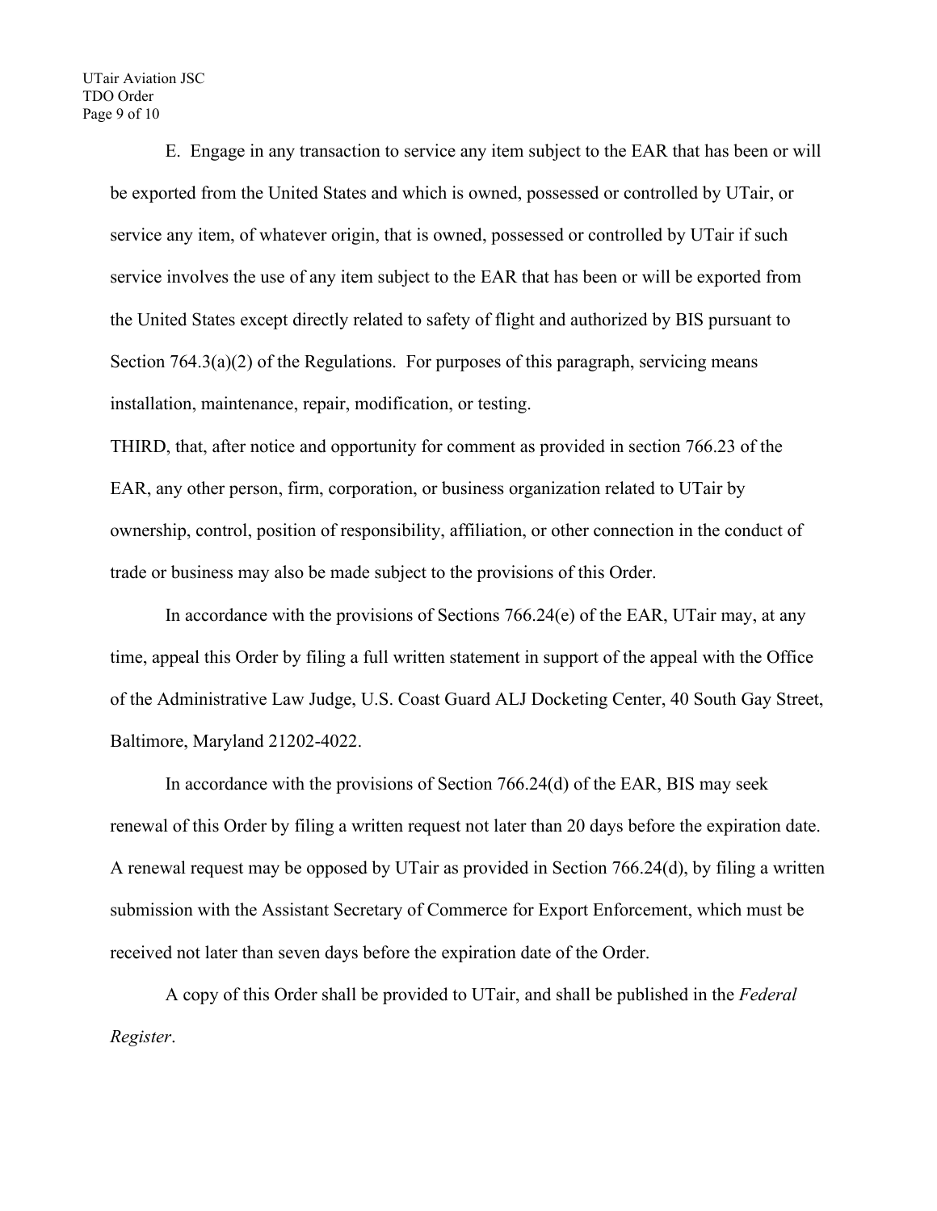E. Engage in any transaction to service any item subject to the EAR that has been or will be exported from the United States and which is owned, possessed or controlled by UTair, or service any item, of whatever origin, that is owned, possessed or controlled by UTair if such service involves the use of any item subject to the EAR that has been or will be exported from the United States except directly related to safety of flight and authorized by BIS pursuant to Section 764.3(a)(2) of the Regulations. For purposes of this paragraph, servicing means installation, maintenance, repair, modification, or testing.

THIRD, that, after notice and opportunity for comment as provided in section 766.23 of the EAR, any other person, firm, corporation, or business organization related to UTair by ownership, control, position of responsibility, affiliation, or other connection in the conduct of trade or business may also be made subject to the provisions of this Order.

In accordance with the provisions of Sections 766.24(e) of the EAR, UTair may, at any time, appeal this Order by filing a full written statement in support of the appeal with the Office of the Administrative Law Judge, U.S. Coast Guard ALJ Docketing Center, 40 South Gay Street, Baltimore, Maryland 21202-4022.

In accordance with the provisions of Section 766.24(d) of the EAR, BIS may seek renewal of this Order by filing a written request not later than 20 days before the expiration date. A renewal request may be opposed by UTair as provided in Section 766.24(d), by filing a written submission with the Assistant Secretary of Commerce for Export Enforcement, which must be received not later than seven days before the expiration date of the Order.

A copy of this Order shall be provided to UTair, and shall be published in the *Federal Register*.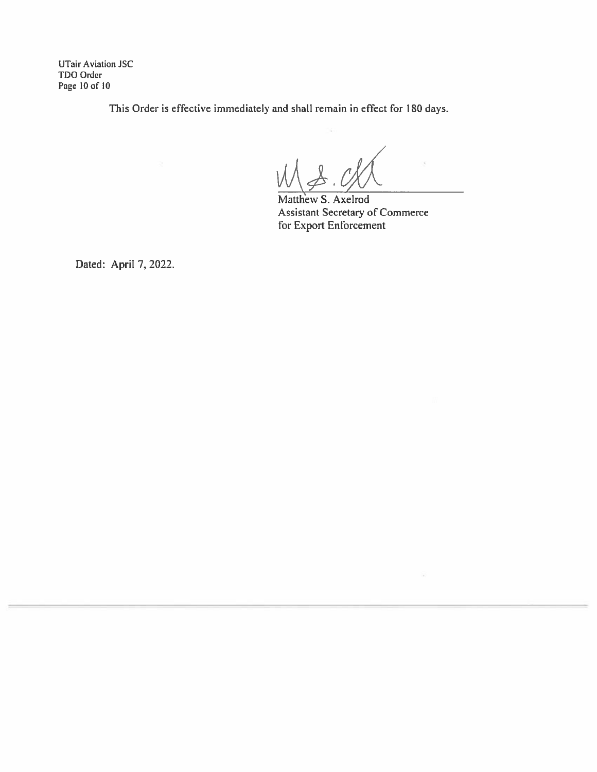This Order is effective immediately and shall remain in effect for 180 days.

Matthew S. Axelrod
Assistant Secretary of Commerce
for Export Enforcement

Dated: April 7, 2022.